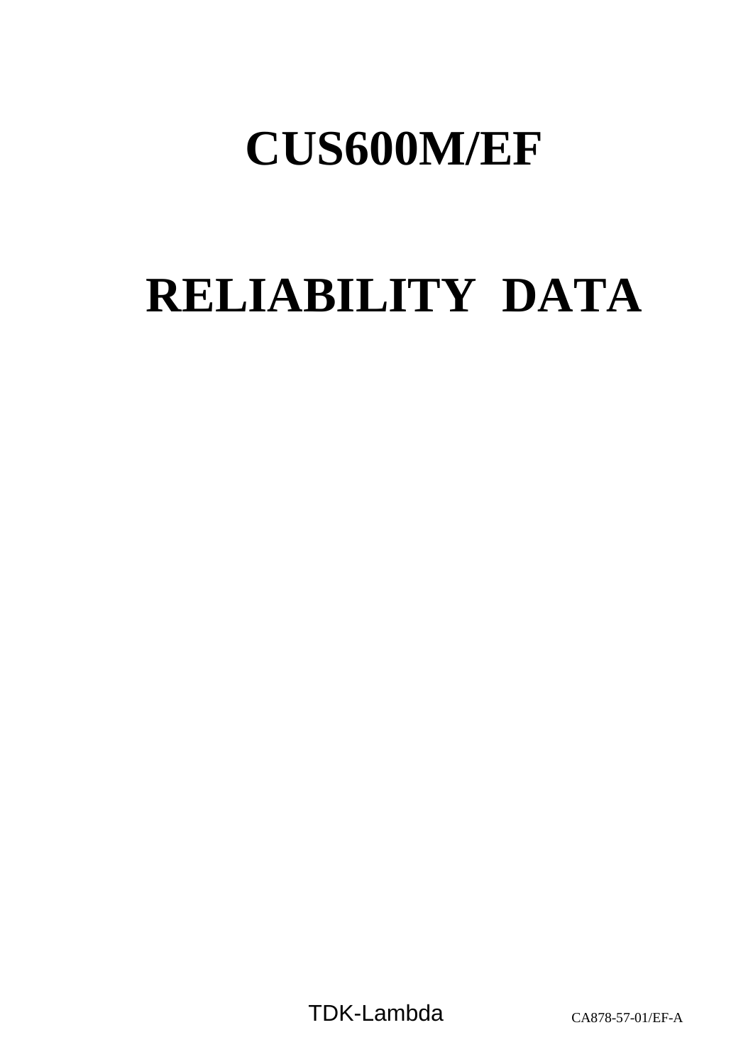# CUS600M/EF

# RELIABILITY DATA

TDK-Lambda

CA878-57-01/EF-A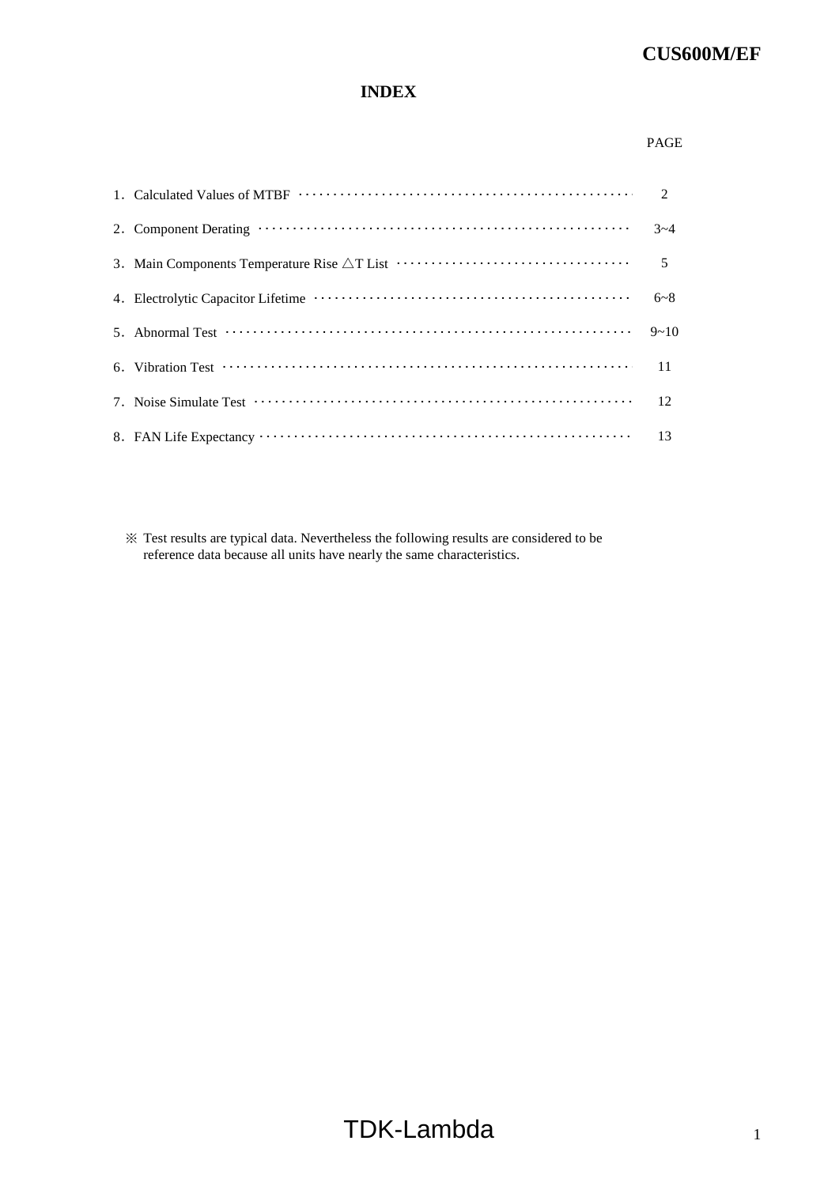# INDEX

| | PAGE |
|---|---|
| 1．Calculated Values of MTBF | 2 |
| 2．Component Derating | 3~4 |
| 3．Main Components Temperature Rise △T List | 5 |
| 4．Electrolytic Capacitor Lifetime | 6~8 |
| 5．Abnormal Test | 9~10 |
| 6．Vibration Test | 11 |
| 7．Noise Simulate Test | 12 |
| 8．FAN Life Expectancy | 13 |

※ Test results are typical data. Nevertheless the following results are considered to be reference data because all units have nearly the same characteristics.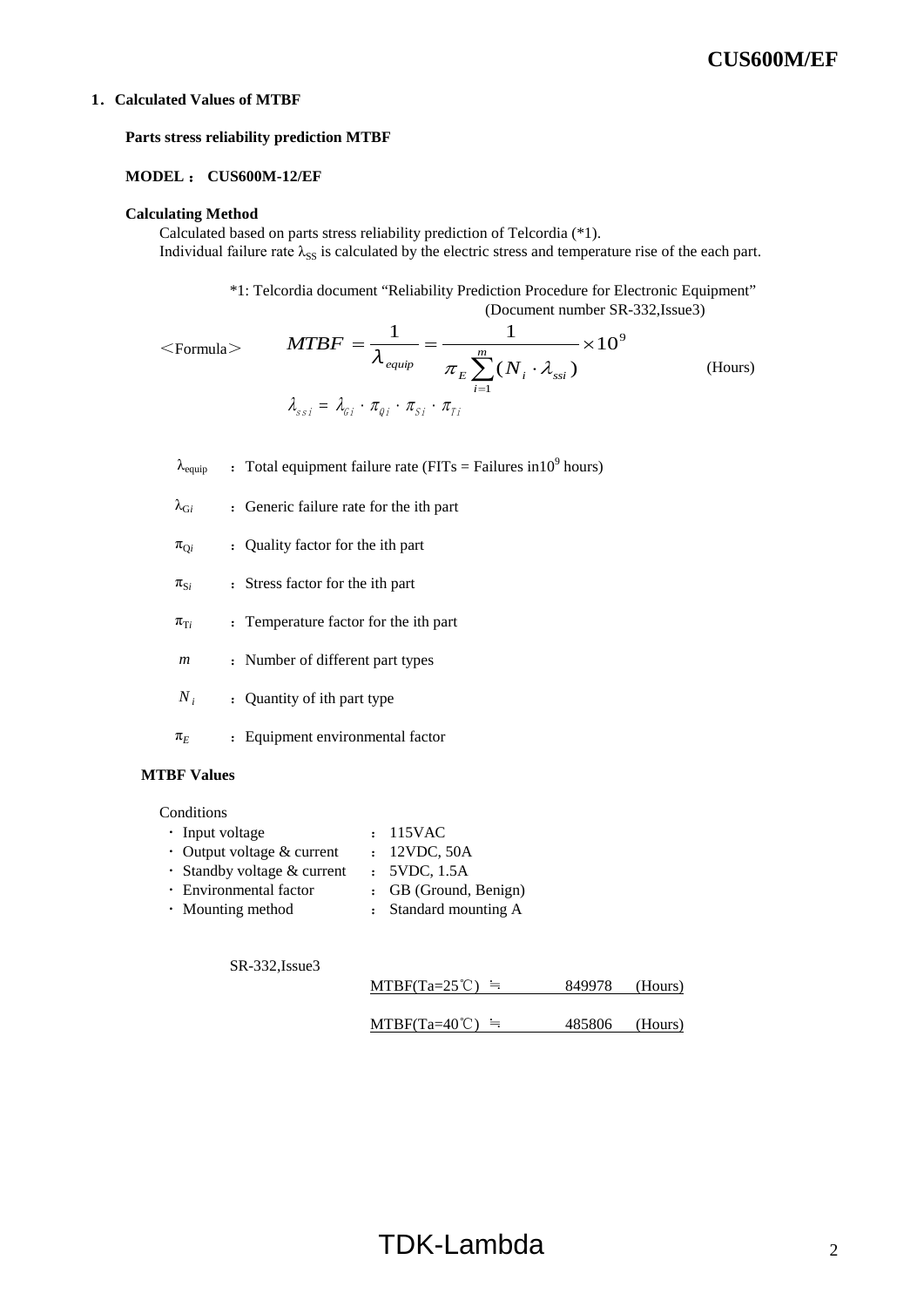## 1. Calculated Values of MTBF

**Parts stress reliability prediction MTBF**

**MODEL ： CUS600M-12/EF**

**Calculating Method**

Calculated based on parts stress reliability prediction of Telcordia (*1).
Individual failure rate $\lambda_{SS}$ is calculated by the electric stress and temperature rise of the each part.

*1: Telcordia document "Reliability Prediction Procedure for Electronic Equipment" (Document number SR-332,Issue3)

<Formula>

$$MTBF = \frac{1}{\lambda_{equip}} = \frac{1}{\pi_E \sum_{i=1}^{m} (N_i \cdot \lambda_{ssi})} \times 10^9 \quad \text{(Hours)}$$

$$\lambda_{ssi} = \lambda_{Gi} \cdot \pi_{Qi} \cdot \pi_{Si} \cdot \pi_{Ti}$$

- $\lambda_{equip}$ ： Total equipment failure rate (FITs = Failures in$10^9$ hours)
- $\lambda_{Gi}$ ： Generic failure rate for the ith part
- $\pi_{Qi}$ ： Quality factor for the ith part
- $\pi_{Si}$ ： Stress factor for the ith part
- $\pi_{Ti}$ ： Temperature factor for the ith part
- $m$ ： Number of different part types
- $N_i$ ： Quantity of ith part type
- $\pi_E$ ： Equipment environmental factor

**MTBF Values**

Conditions

- ・ Input voltage ： 115VAC
- ・ Output voltage & current ： 12VDC, 50A
- ・ Standby voltage & current ： 5VDC, 1.5A
- ・ Environmental factor ： GB (Ground, Benign)
- ・ Mounting method ： Standard mounting A

SR-332,Issue3

MTBF(Ta=25℃) ≒ 849978 (Hours)

MTBF(Ta=40℃) ≒ 485806 (Hours)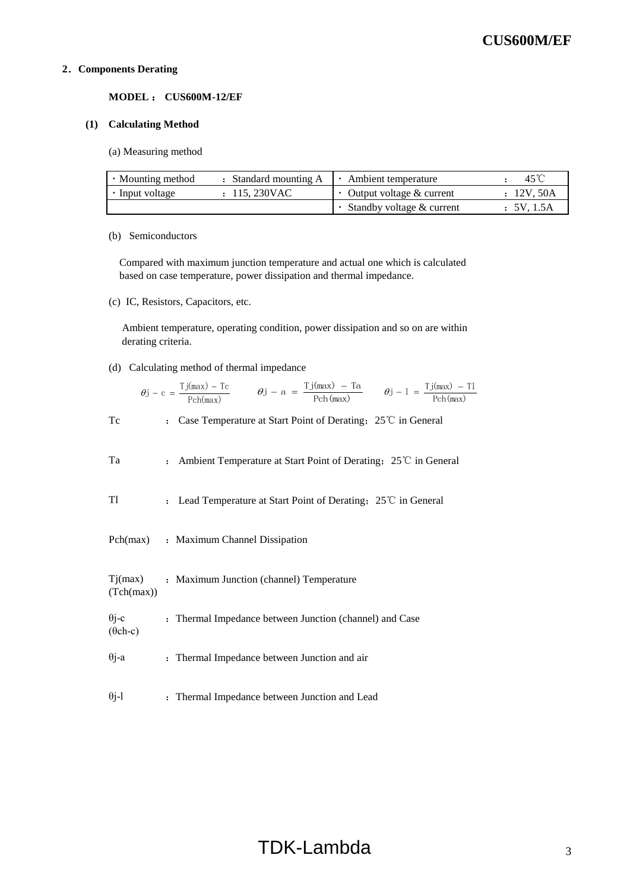## 2．Components Derating

**MODEL ： CUS600M-12/EF**

### (1) Calculating Method

(a) Measuring method

| ・Mounting method | ： Standard mounting A | ・ Ambient temperature | ： 45℃ |
|---|---|---|---|
| ・Input voltage | ： 115, 230VAC | ・ Output voltage & current | ： 12V, 50A |
| | | ・ Standby voltage & current | ： 5V, 1.5A |

(b) Semiconductors

Compared with maximum junction temperature and actual one which is calculated based on case temperature, power dissipation and thermal impedance.

(c) IC, Resistors, Capacitors, etc.

Ambient temperature, operating condition, power dissipation and so on are within derating criteria.

(d) Calculating method of thermal impedance

$$\theta j-c = \frac{Tj(max) - Tc}{Pch(max)} \qquad \theta j-a = \frac{Tj(max) - Ta}{Pch(max)} \qquad \theta j-l = \frac{Tj(max) - Tl}{Pch(max)}$$

Tc ： Case Temperature at Start Point of Derating；25℃ in General

Ta ： Ambient Temperature at Start Point of Derating；25℃ in General

Tl ： Lead Temperature at Start Point of Derating；25℃ in General

Pch(max) ： Maximum Channel Dissipation

Tj(max) (Tch(max)) ： Maximum Junction (channel) Temperature

θj-c (θch-c) ： Thermal Impedance between Junction (channel) and Case

θj-a ： Thermal Impedance between Junction and air

θj-l ： Thermal Impedance between Junction and Lead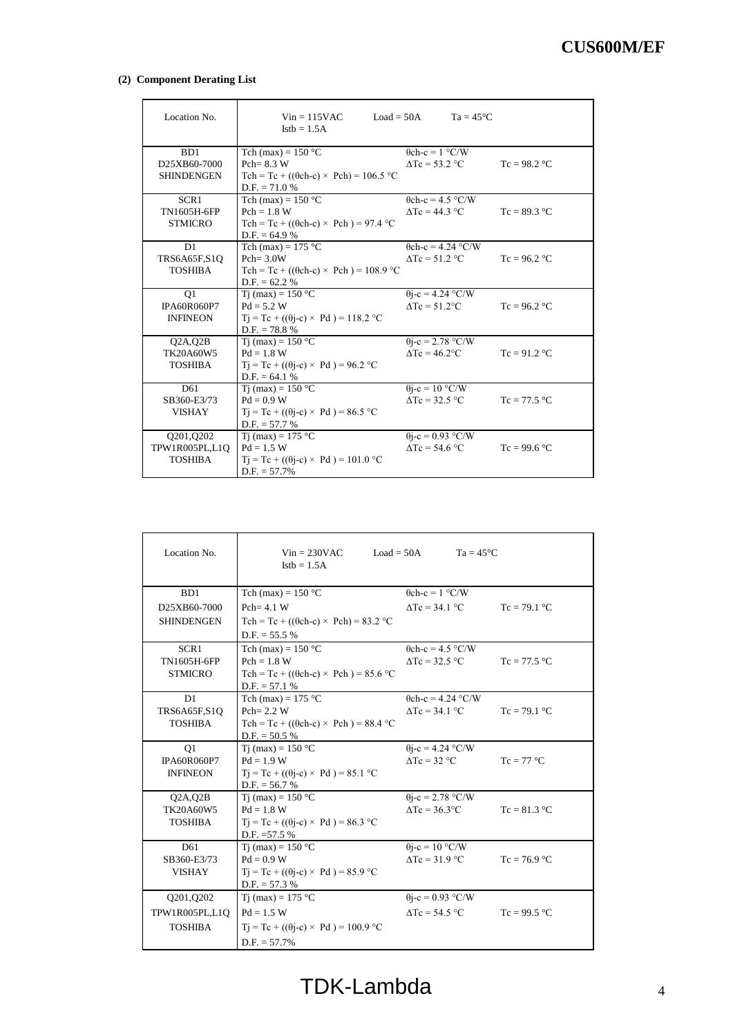**(2) Component Derating List**

| Location No. | Vin = 115VAC Load = 50A Ta = 45°C Istb = 1.5A | | |
|---|---|---|---|
| BD1<br>D25XB60-7000<br>SHINDENGEN | Tch (max) = 150 °C<br>Pch= 8.3 W<br>Tch = Tc + ((θch-c) × Pch) = 106.5 °C<br>D.F. = 71.0 % | θch-c = 1 °C/W<br>ΔTc = 53.2 °C | Tc = 98.2 °C |
| SCR1<br>TN1605H-6FP<br>STMICRO | Tch (max) = 150 °C<br>Pch = 1.8 W<br>Tch = Tc + ((θch-c) × Pch ) = 97.4 °C<br>D.F. = 64.9 % | θch-c = 4.5 °C/W<br>ΔTc = 44.3 °C | Tc = 89.3 °C |
| D1<br>TRS6A65F,S1Q<br>TOSHIBA | Tch (max) = 175 °C<br>Pch= 3.0W<br>Tch = Tc + ((θch-c) × Pch ) = 108.9 °C<br>D.F. = 62.2 % | θch-c = 4.24 °C/W<br>ΔTc = 51.2 °C | Tc = 96.2 °C |
| Q1<br>IPA60R060P7<br>INFINEON | Tj (max) = 150 °C<br>Pd = 5.2 W<br>Tj = Tc + ((θj-c) × Pd ) = 118.2 °C<br>D.F. = 78.8 % | θj-c = 4.24 °C/W<br>ΔTc = 51.2°C | Tc = 96.2 °C |
| Q2A,Q2B<br>TK20A60W5<br>TOSHIBA | Tj (max) = 150 °C<br>Pd = 1.8 W<br>Tj = Tc + ((θj-c) × Pd ) = 96.2 °C<br>D.F. = 64.1 % | θj-c = 2.78 °C/W<br>ΔTc = 46.2°C | Tc = 91.2 °C |
| D61<br>SB360-E3/73<br>VISHAY | Tj (max) = 150 °C<br>Pd = 0.9 W<br>Tj = Tc + ((θj-c) × Pd ) = 86.5 °C<br>D.F. = 57.7 % | θj-c = 10 °C/W<br>ΔTc = 32.5 °C | Tc = 77.5 °C |
| Q201,Q202<br>TPW1R005PL,L1Q<br>TOSHIBA | Tj (max) = 175 °C<br>Pd = 1.5 W<br>Tj = Tc + ((θj-c) × Pd ) = 101.0 °C<br>D.F. = 57.7% | θj-c = 0.93 °C/W<br>ΔTc = 54.6 °C | Tc = 99.6 °C |

| Location No. | Vin = 230VAC Load = 50A Ta = 45°C Istb = 1.5A | | |
|---|---|---|---|
| BD1<br>D25XB60-7000<br>SHINDENGEN | Tch (max) = 150 °C<br>Pch= 4.1 W<br>Tch = Tc + ((θch-c) × Pch) = 83.2 °C<br>D.F. = 55.5 % | θch-c = 1 °C/W<br>ΔTc = 34.1 °C | Tc = 79.1 °C |
| SCR1<br>TN1605H-6FP<br>STMICRO | Tch (max) = 150 °C<br>Pch = 1.8 W<br>Tch = Tc + ((θch-c) × Pch ) = 85.6 °C<br>D.F. = 57.1 % | θch-c = 4.5 °C/W<br>ΔTc = 32.5 °C | Tc = 77.5 °C |
| D1<br>TRS6A65F,S1Q<br>TOSHIBA | Tch (max) = 175 °C<br>Pch= 2.2 W<br>Tch = Tc + ((θch-c) × Pch ) = 88.4 °C<br>D.F. = 50.5 % | θch-c = 4.24 °C/W<br>ΔTc = 34.1 °C | Tc = 79.1 °C |
| Q1<br>IPA60R060P7<br>INFINEON | Tj (max) = 150 °C<br>Pd = 1.9 W<br>Tj = Tc + ((θj-c) × Pd ) = 85.1 °C<br>D.F. = 56.7 % | θj-c = 4.24 °C/W<br>ΔTc = 32 °C | Tc = 77 °C |
| Q2A,Q2B<br>TK20A60W5<br>TOSHIBA | Tj (max) = 150 °C<br>Pd = 1.8 W<br>Tj = Tc + ((θj-c) × Pd ) = 86.3 °C<br>D.F. =57.5 % | θj-c = 2.78 °C/W<br>ΔTc = 36.3°C | Tc = 81.3 °C |
| D61<br>SB360-E3/73<br>VISHAY | Tj (max) = 150 °C<br>Pd = 0.9 W<br>Tj = Tc + ((θj-c) × Pd ) = 85.9 °C<br>D.F. = 57.3 % | θj-c = 10 °C/W<br>ΔTc = 31.9 °C | Tc = 76.9 °C |
| Q201,Q202<br>TPW1R005PL,L1Q<br>TOSHIBA | Tj (max) = 175 °C<br>Pd = 1.5 W<br>Tj = Tc + ((θj-c) × Pd ) = 100.9 °C<br>D.F. = 57.7% | θj-c = 0.93 °C/W<br>ΔTc = 54.5 °C | Tc = 99.5 °C |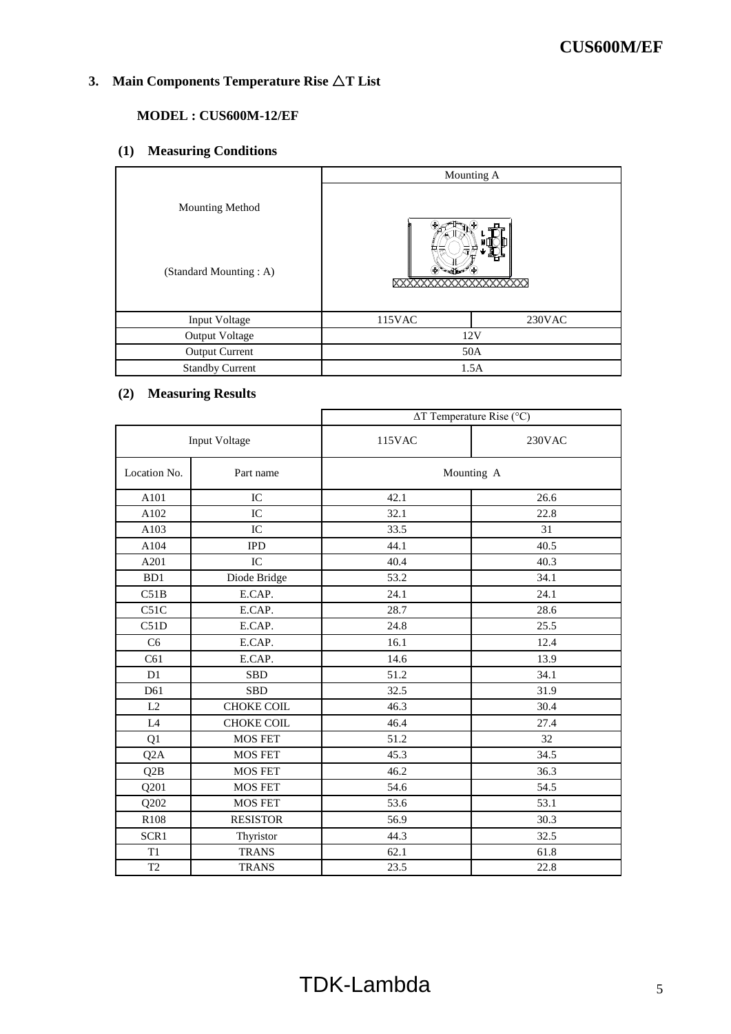## 3. Main Components Temperature Rise △T List

### MODEL : CUS600M-12/EF

#### (1) Measuring Conditions

| | Mounting A | |
|---|---|---|
| Mounting Method<br><br>(Standard Mounting : A) | | |
| Input Voltage | 115VAC | 230VAC |
| Output Voltage | 12V | |
| Output Current | 50A | |
| Standby Current | 1.5A | |

#### (2) Measuring Results

| | | ΔT Temperature Rise (°C) | |
|---|---|---|---|
| Input Voltage | | 115VAC | 230VAC |
| Location No. | Part name | Mounting A | |
| A101 | IC | 42.1 | 26.6 |
| A102 | IC | 32.1 | 22.8 |
| A103 | IC | 33.5 | 31 |
| A104 | IPD | 44.1 | 40.5 |
| A201 | IC | 40.4 | 40.3 |
| BD1 | Diode Bridge | 53.2 | 34.1 |
| C51B | E.CAP. | 24.1 | 24.1 |
| C51C | E.CAP. | 28.7 | 28.6 |
| C51D | E.CAP. | 24.8 | 25.5 |
| C6 | E.CAP. | 16.1 | 12.4 |
| C61 | E.CAP. | 14.6 | 13.9 |
| D1 | SBD | 51.2 | 34.1 |
| D61 | SBD | 32.5 | 31.9 |
| L2 | CHOKE COIL | 46.3 | 30.4 |
| L4 | CHOKE COIL | 46.4 | 27.4 |
| Q1 | MOS FET | 51.2 | 32 |
| Q2A | MOS FET | 45.3 | 34.5 |
| Q2B | MOS FET | 46.2 | 36.3 |
| Q201 | MOS FET | 54.6 | 54.5 |
| Q202 | MOS FET | 53.6 | 53.1 |
| R108 | RESISTOR | 56.9 | 30.3 |
| SCR1 | Thyristor | 44.3 | 32.5 |
| T1 | TRANS | 62.1 | 61.8 |
| T2 | TRANS | 23.5 | 22.8 |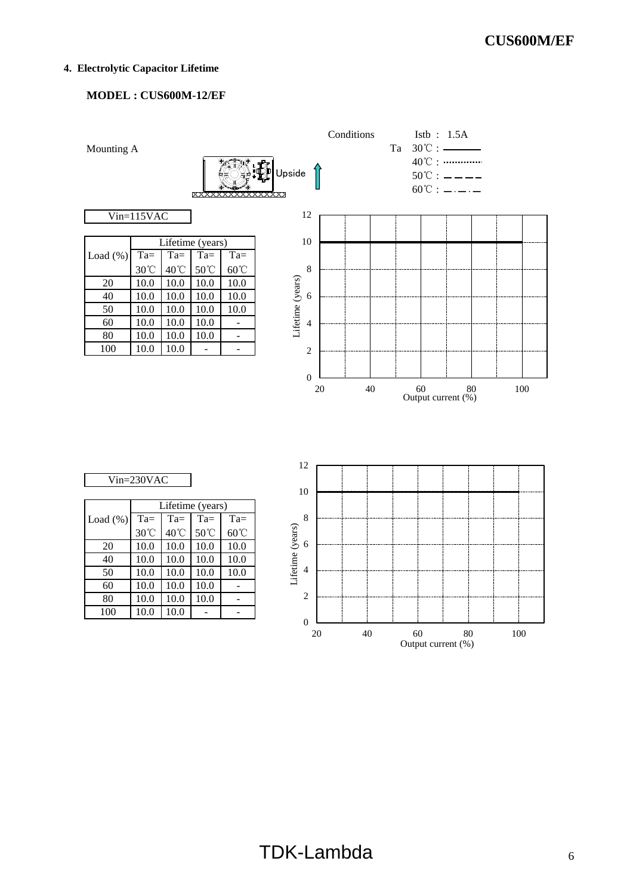## 4. Electrolytic Capacitor Lifetime

### MODEL : CUS600M-12/EF

Mounting A

Upside

Conditions Istb : 1.5A

Ta 30℃ : ———
40℃ : ··········
50℃ : – – – –
60℃ : —·—·—

Vin=115VAC

| Load (%) | Lifetime (years) | | | |
|---|---|---|---|---|
| | Ta= 30℃ | Ta= 40℃ | Ta= 50℃ | Ta= 60℃ |
| 20 | 10.0 | 10.0 | 10.0 | 10.0 |
| 40 | 10.0 | 10.0 | 10.0 | 10.0 |
| 50 | 10.0 | 10.0 | 10.0 | 10.0 |
| 60 | 10.0 | 10.0 | 10.0 | - |
| 80 | 10.0 | 10.0 | 10.0 | - |
| 100 | 10.0 | 10.0 | - | - |

Lifetime (years)

Output current (%)

Vin=230VAC

| Load (%) | Lifetime (years) | | | |
|---|---|---|---|---|
| | Ta= 30℃ | Ta= 40℃ | Ta= 50℃ | Ta= 60℃ |
| 20 | 10.0 | 10.0 | 10.0 | 10.0 |
| 40 | 10.0 | 10.0 | 10.0 | 10.0 |
| 50 | 10.0 | 10.0 | 10.0 | 10.0 |
| 60 | 10.0 | 10.0 | 10.0 | - |
| 80 | 10.0 | 10.0 | 10.0 | - |
| 100 | 10.0 | 10.0 | - | - |

Lifetime (years)

Output current (%)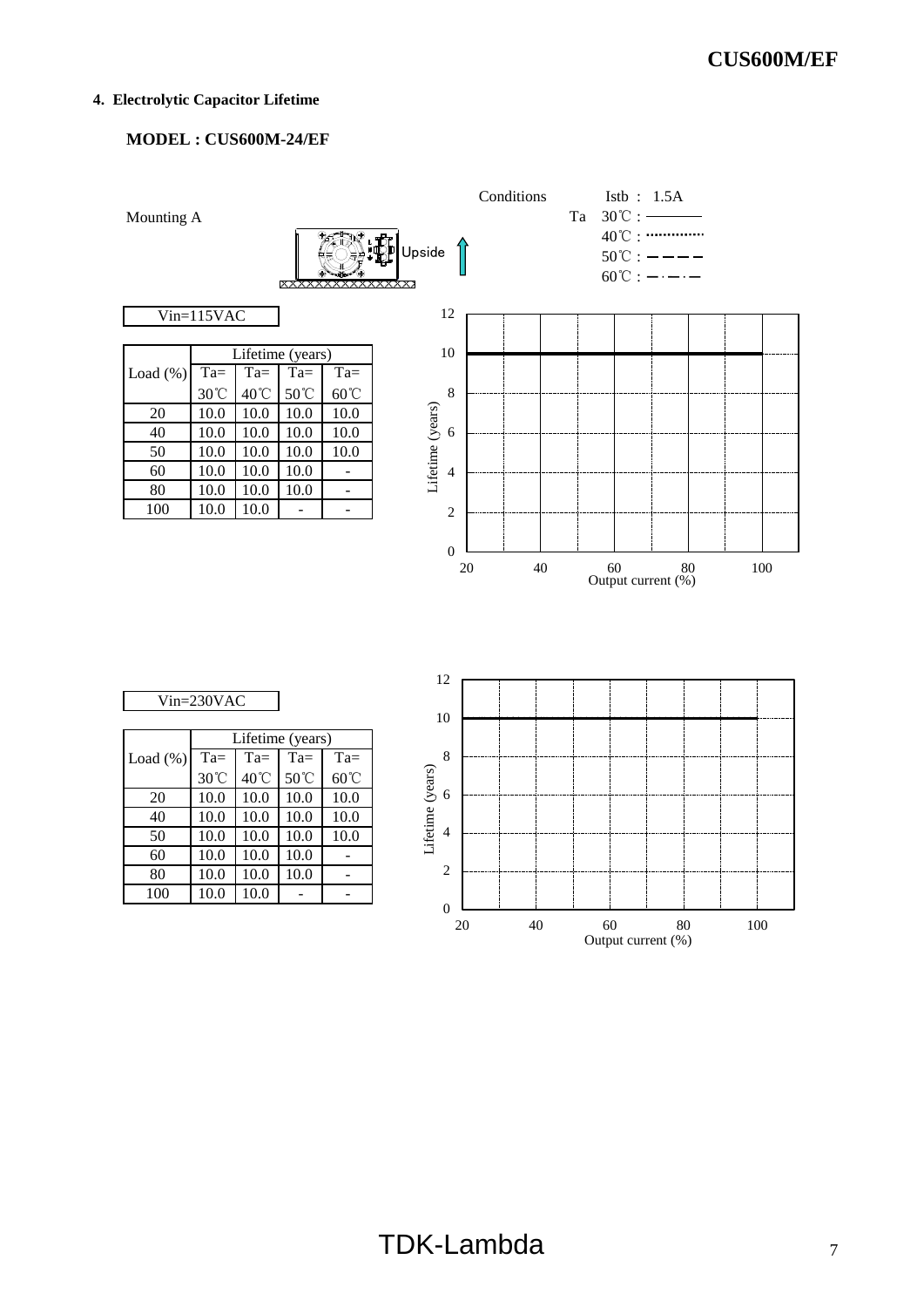## 4. Electrolytic Capacitor Lifetime

### MODEL : CUS600M-24/EF

Mounting A

Upside

Conditions Istb : 1.5A

Ta 30℃ : ———
40℃ : ⋯⋯⋯⋯
50℃ : — — — —
60℃ : —·—·—

Vin=115VAC

| Load (%) | Lifetime (years) | | | |
|---|---|---|---|---|
| | Ta= 30℃ | Ta= 40℃ | Ta= 50℃ | Ta= 60℃ |
| 20 | 10.0 | 10.0 | 10.0 | 10.0 |
| 40 | 10.0 | 10.0 | 10.0 | 10.0 |
| 50 | 10.0 | 10.0 | 10.0 | 10.0 |
| 60 | 10.0 | 10.0 | 10.0 | - |
| 80 | 10.0 | 10.0 | 10.0 | - |
| 100 | 10.0 | 10.0 | - | - |

Lifetime (years)

Output current (%)

Vin=230VAC

| Load (%) | Lifetime (years) | | | |
|---|---|---|---|---|
| | Ta= 30℃ | Ta= 40℃ | Ta= 50℃ | Ta= 60℃ |
| 20 | 10.0 | 10.0 | 10.0 | 10.0 |
| 40 | 10.0 | 10.0 | 10.0 | 10.0 |
| 50 | 10.0 | 10.0 | 10.0 | 10.0 |
| 60 | 10.0 | 10.0 | 10.0 | - |
| 80 | 10.0 | 10.0 | 10.0 | - |
| 100 | 10.0 | 10.0 | - | - |

Lifetime (years)

Output current (%)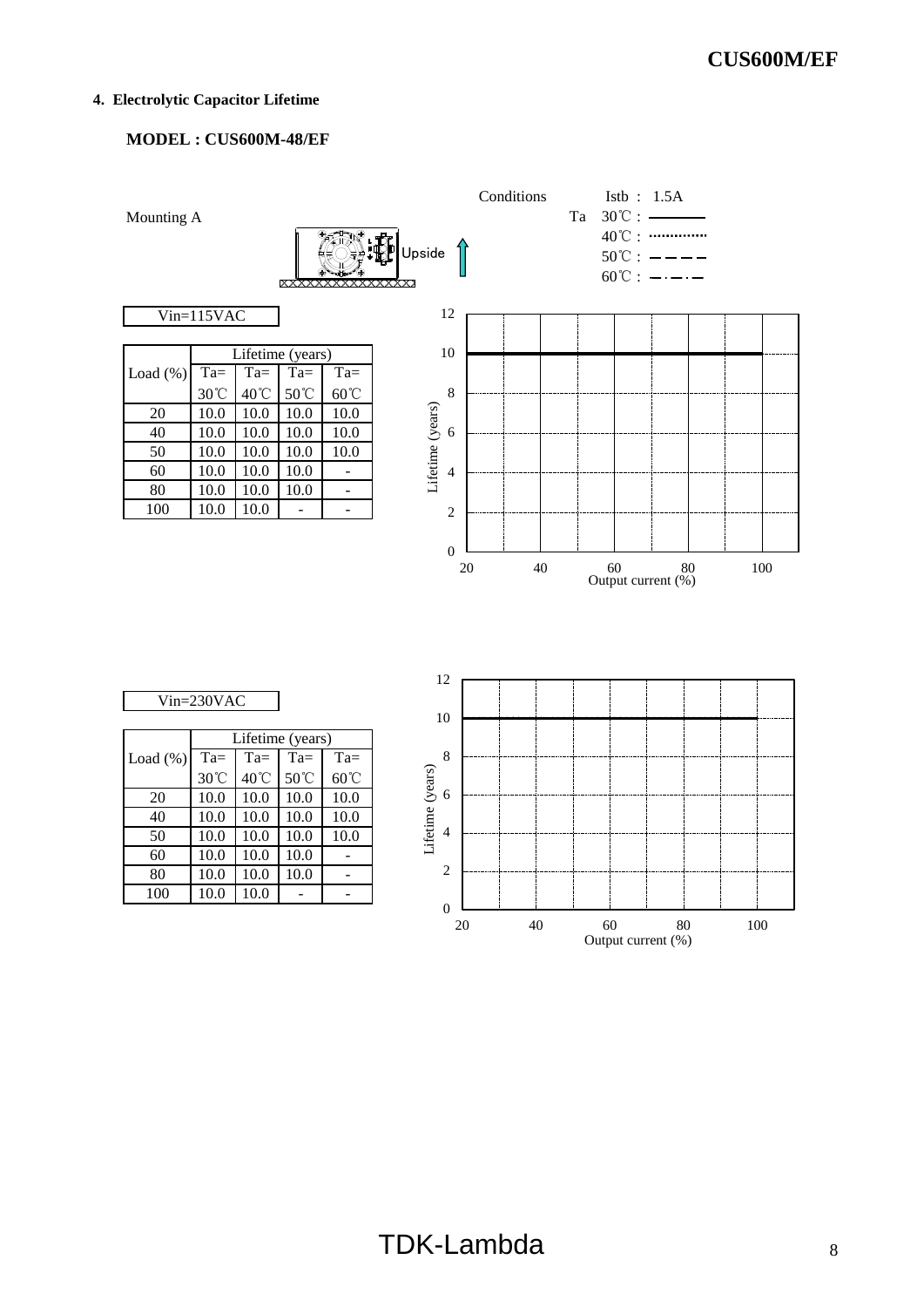## 4. Electrolytic Capacitor Lifetime

### MODEL : CUS600M-48/EF

Mounting A

Upside

Conditions Istb : 1.5A

Ta 30℃ : ———
40℃ : ··········
50℃ : — — — —
60℃ : —·—·—

Vin=115VAC

| Load (%) | Lifetime (years) | | | |
|---|---|---|---|---|
| | Ta= 30℃ | Ta= 40℃ | Ta= 50℃ | Ta= 60℃ |
| 20 | 10.0 | 10.0 | 10.0 | 10.0 |
| 40 | 10.0 | 10.0 | 10.0 | 10.0 |
| 50 | 10.0 | 10.0 | 10.0 | 10.0 |
| 60 | 10.0 | 10.0 | 10.0 | - |
| 80 | 10.0 | 10.0 | 10.0 | - |
| 100 | 10.0 | 10.0 | - | - |

Lifetime (years)

Output current (%)

Vin=230VAC

| Load (%) | Lifetime (years) | | | |
|---|---|---|---|---|
| | Ta= 30℃ | Ta= 40℃ | Ta= 50℃ | Ta= 60℃ |
| 20 | 10.0 | 10.0 | 10.0 | 10.0 |
| 40 | 10.0 | 10.0 | 10.0 | 10.0 |
| 50 | 10.0 | 10.0 | 10.0 | 10.0 |
| 60 | 10.0 | 10.0 | 10.0 | - |
| 80 | 10.0 | 10.0 | 10.0 | - |
| 100 | 10.0 | 10.0 | - | - |

Lifetime (years)

Output current (%)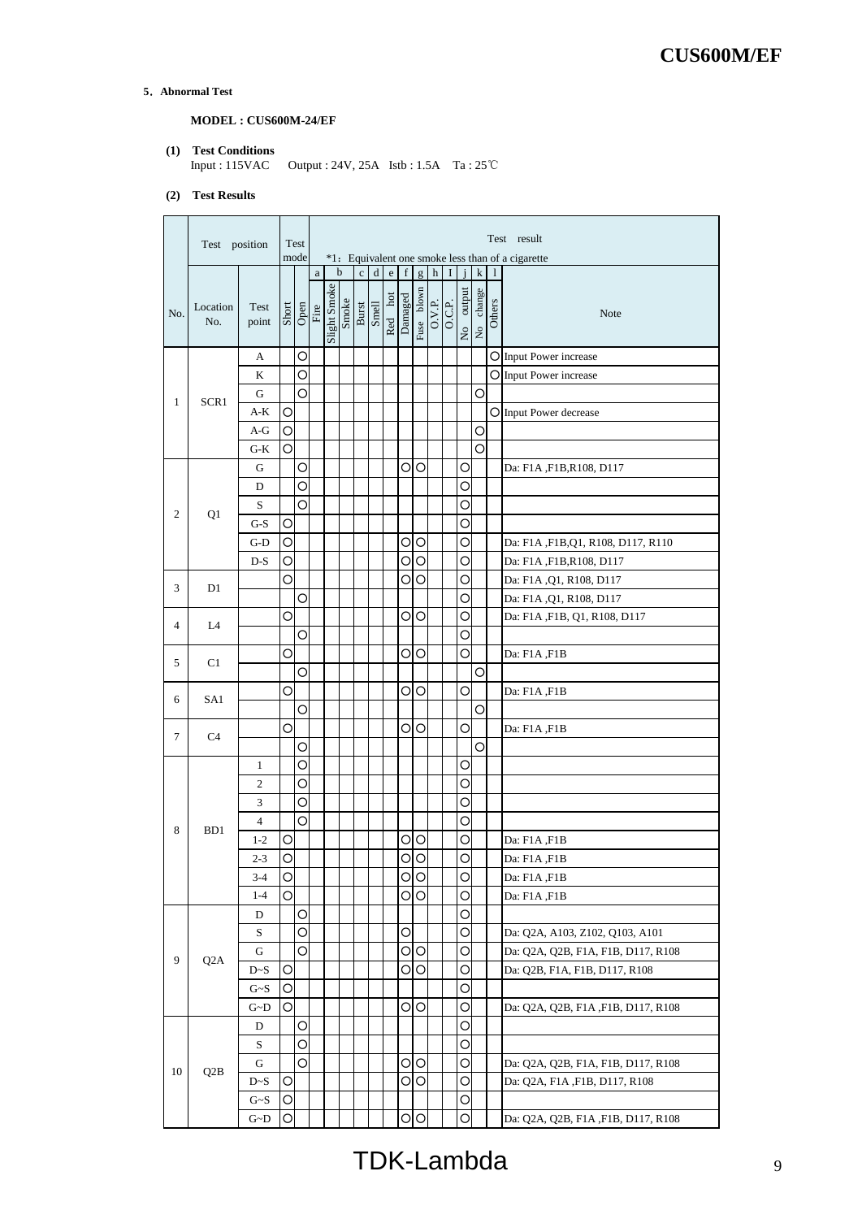## 5. Abnormal Test

**MODEL : CUS600M-24/EF**

**(1) Test Conditions**

Input : 115VAC　Output : 24V, 25A　Istb : 1.5A　Ta : 25℃

**(2) Test Results**

| No. | Test position | | Test mode | | Test result *1: Equivalent one smoke less than of a cigarette | | | | | | | | | | | | | | |
|---|---|---|---|---|---|---|---|---|---|---|---|---|---|---|---|---|---|---|---|
| | | | | | a | b | | c | d | e | f | g | h | I | j | k | l | |
| | Location No. | Test point | Short | Open | Fire | Slight Smoke | Smoke | Burst | Smell | Red hot | Damaged | Fuse blown | O.V.P. | O.C.P. | No output | No change | Others | Note |
| 1 | SCR1 | A | | ○ | | | | | | | | | | | | | ○ | Input Power increase |
| | | K | | ○ | | | | | | | | | | | | | ○ | Input Power increase |
| | | G | | ○ | | | | | | | | | | | | ○ | | |
| | | A-K | ○ | | | | | | | | | | | | | | ○ | Input Power decrease |
| | | A-G | ○ | | | | | | | | | | | | | ○ | | |
| | | G-K | ○ | | | | | | | | | | | | | ○ | | |
| 2 | Q1 | G | | ○ | | | | | | | ○ | ○ | | | ○ | | | Da: F1A ,F1B,R108, D117 |
| | | D | | ○ | | | | | | | | | | | ○ | | | |
| | | S | | ○ | | | | | | | | | | | ○ | | | |
| | | G-S | ○ | | | | | | | | | | | | ○ | | | |
| | | G-D | ○ | | | | | | | | ○ | ○ | | | ○ | | | Da: F1A ,F1B,Q1, R108, D117, R110 |
| | | D-S | ○ | | | | | | | | ○ | ○ | | | ○ | | | Da: F1A ,F1B,R108, D117 |
| 3 | D1 | | ○ | | | | | | | | ○ | ○ | | | ○ | | | Da: F1A ,Q1, R108, D117 |
| | | | | ○ | | | | | | | | | | | ○ | | | Da: F1A ,Q1, R108, D117 |
| 4 | L4 | | ○ | | | | | | | | ○ | ○ | | | ○ | | | Da: F1A ,F1B, Q1, R108, D117 |
| | | | | ○ | | | | | | | | | | | ○ | | | |
| 5 | C1 | | ○ | | | | | | | | ○ | ○ | | | ○ | | | Da: F1A ,F1B |
| | | | | ○ | | | | | | | | | | | | ○ | | |
| 6 | SA1 | | ○ | | | | | | | | ○ | ○ | | | ○ | | | Da: F1A ,F1B |
| | | | | ○ | | | | | | | | | | | | ○ | | |
| 7 | C4 | | ○ | | | | | | | | ○ | ○ | | | ○ | | | Da: F1A ,F1B |
| | | | | ○ | | | | | | | | | | | | ○ | | |
| 8 | BD1 | 1 | | ○ | | | | | | | | | | | ○ | | | |
| | | 2 | | ○ | | | | | | | | | | | ○ | | | |
| | | 3 | | ○ | | | | | | | | | | | ○ | | | |
| | | 4 | | ○ | | | | | | | | | | | ○ | | | |
| | | 1-2 | ○ | | | | | | | | ○ | ○ | | | ○ | | | Da: F1A ,F1B |
| | | 2-3 | ○ | | | | | | | | ○ | ○ | | | ○ | | | Da: F1A ,F1B |
| | | 3-4 | ○ | | | | | | | | ○ | ○ | | | ○ | | | Da: F1A ,F1B |
| | | 1-4 | ○ | | | | | | | | ○ | ○ | | | ○ | | | Da: F1A ,F1B |
| 9 | Q2A | D | | ○ | | | | | | | | | | | ○ | | | |
| | | S | | ○ | | | | | | | ○ | | | | ○ | | | Da: Q2A, A103, Z102, Q103, A101 |
| | | G | | ○ | | | | | | | ○ | ○ | | | ○ | | | Da: Q2A, Q2B, F1A, F1B, D117, R108 |
| | | D~S | ○ | | | | | | | | ○ | ○ | | | ○ | | | Da: Q2B, F1A, F1B, D117, R108 |
| | | G~S | ○ | | | | | | | | | | | | ○ | | | |
| | | G~D | ○ | | | | | | | | ○ | ○ | | | ○ | | | Da: Q2A, Q2B, F1A ,F1B, D117, R108 |
| 10 | Q2B | D | | ○ | | | | | | | | | | | ○ | | | |
| | | S | | ○ | | | | | | | | | | | ○ | | | |
| | | G | | ○ | | | | | | | ○ | ○ | | | ○ | | | Da: Q2A, Q2B, F1A, F1B, D117, R108 |
| | | D~S | ○ | | | | | | | | ○ | ○ | | | ○ | | | Da: Q2A, F1A ,F1B, D117, R108 |
| | | G~S | ○ | | | | | | | | | | | | ○ | | | |
| | | G~D | ○ | | | | | | | | ○ | ○ | | | ○ | | | Da: Q2A, Q2B, F1A ,F1B, D117, R108 |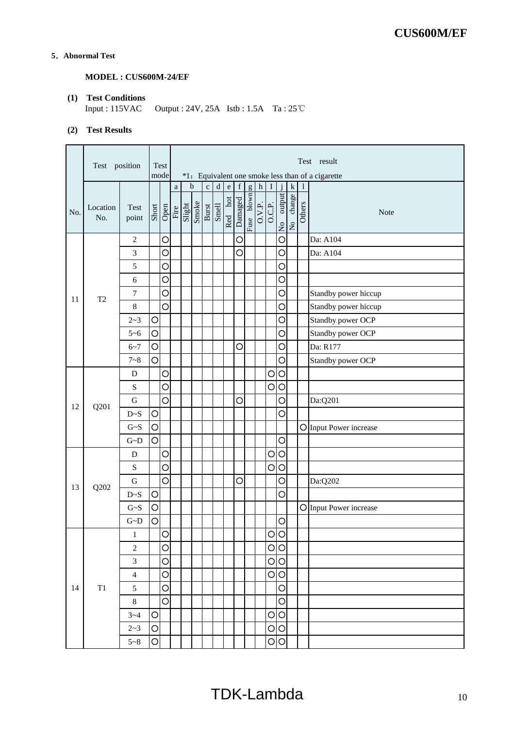## 5. Abnormal Test

**MODEL : CUS600M-24/EF**

**(1) Test Conditions**

Input : 115VAC Output : 24V, 25A Istb : 1.5A Ta : 25℃

**(2) Test Results**

| No. | Location No. | Test point | Short | Open | a Fire | b Slight | b Smoke | c Burst | d Smell | e Red hot | f Damaged | g Fuse blown | h O.V.P. | I O.C.P. | j No output | k No change | l Others | Note |
|---|---|---|---|---|---|---|---|---|---|---|---|---|---|---|---|---|---|---|
| | | | Test mode | | Test result *1：Equivalent one smoke less than of a cigarette | | | | | | | | | | | | | |
| 11 | T2 | 2 | | ○ | | | | | | | ○ | | | | ○ | | | Da: A104 |
| | | 3 | | ○ | | | | | | | ○ | | | | ○ | | | Da: A104 |
| | | 5 | | ○ | | | | | | | | | | | ○ | | | |
| | | 6 | | ○ | | | | | | | | | | | ○ | | | |
| | | 7 | | ○ | | | | | | | | | | | ○ | | | Standby power hiccup |
| | | 8 | | ○ | | | | | | | | | | | ○ | | | Standby power hiccup |
| | | 2~3 | ○ | | | | | | | | | | | | ○ | | | Standby power OCP |
| | | 5~6 | ○ | | | | | | | | | | | | ○ | | | Standby power OCP |
| | | 6~7 | ○ | | | | | | | | ○ | | | | ○ | | | Da: R177 |
| | | 7~8 | ○ | | | | | | | | | | | | ○ | | | Standby power OCP |
| 12 | Q201 | D | | ○ | | | | | | | | | | ○ | ○ | | | |
| | | S | | ○ | | | | | | | | | | ○ | ○ | | | |
| | | G | | ○ | | | | | | | ○ | | | | ○ | | | Da:Q201 |
| | | D~S | ○ | | | | | | | | | | | | ○ | | | |
| | | G~S | ○ | | | | | | | | | | | | | | ○ | Input Power increase |
| | | G~D | ○ | | | | | | | | | | | | ○ | | | |
| 13 | Q202 | D | | ○ | | | | | | | | | | ○ | ○ | | | |
| | | S | | ○ | | | | | | | | | | ○ | ○ | | | |
| | | G | | ○ | | | | | | | ○ | | | | ○ | | | Da:Q202 |
| | | D~S | ○ | | | | | | | | | | | | ○ | | | |
| | | G~S | ○ | | | | | | | | | | | | | | ○ | Input Power increase |
| | | G~D | ○ | | | | | | | | | | | | ○ | | | |
| 14 | T1 | 1 | | ○ | | | | | | | | | | ○ | ○ | | | |
| | | 2 | | ○ | | | | | | | | | | ○ | ○ | | | |
| | | 3 | | ○ | | | | | | | | | | ○ | ○ | | | |
| | | 4 | | ○ | | | | | | | | | | ○ | ○ | | | |
| | | 5 | | ○ | | | | | | | | | | | ○ | | | |
| | | 8 | | ○ | | | | | | | | | | | ○ | | | |
| | | 3~4 | ○ | | | | | | | | | | | ○ | ○ | | | |
| | | 2~3 | ○ | | | | | | | | | | | ○ | ○ | | | |
| | | 5~8 | ○ | | | | | | | | | | | ○ | ○ | | | |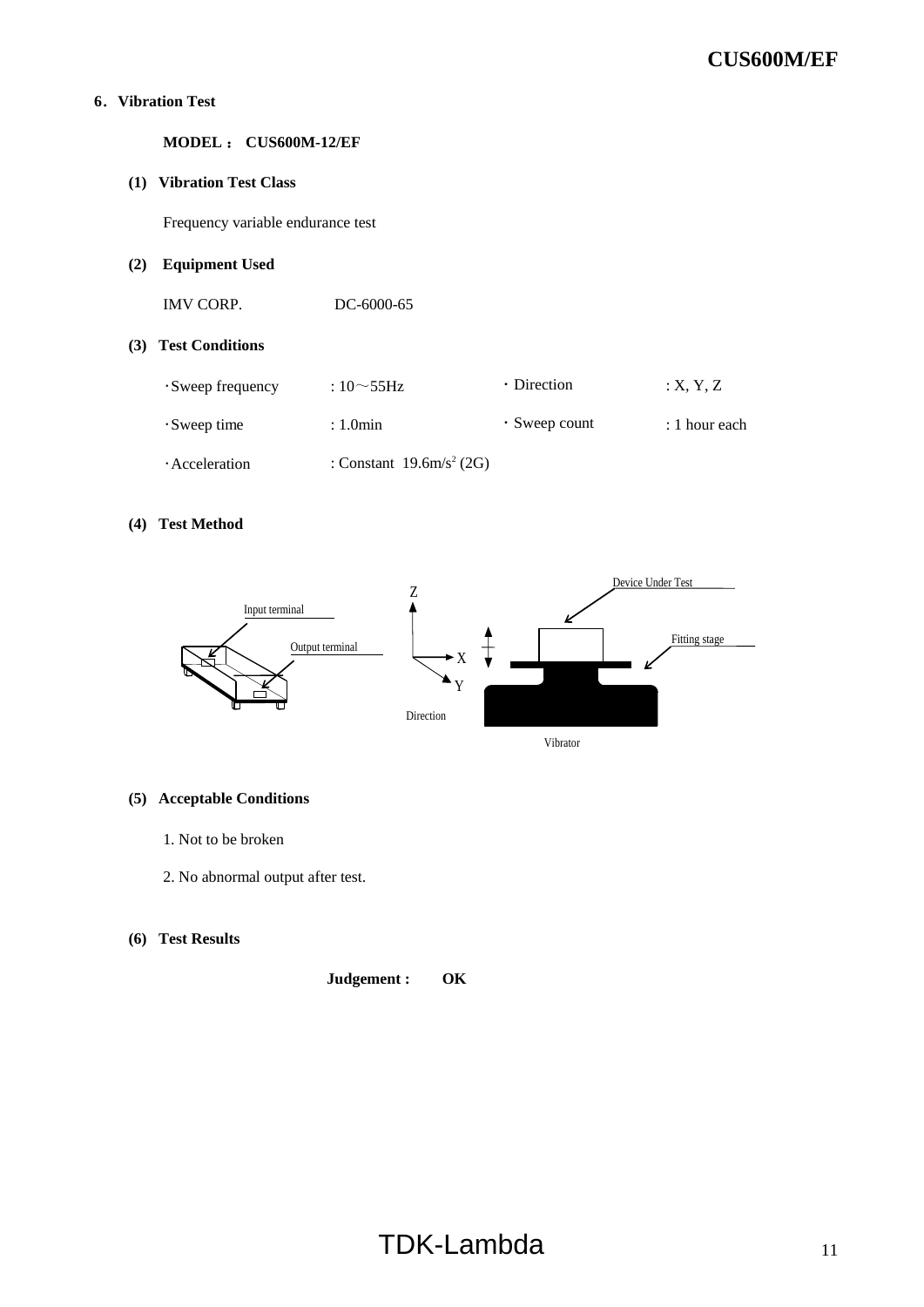## 6. Vibration Test

**MODEL : CUS600M-12/EF**

**(1) Vibration Test Class**

Frequency variable endurance test

**(2) Equipment Used**

IMV CORP. DC-6000-65

**(3) Test Conditions**

| | | | |
|---|---|---|---|
| ・Sweep frequency | : 10～55Hz | ・Direction | : X, Y, Z |
| ・Sweep time | : 1.0min | ・Sweep count | : 1 hour each |
| ・Acceleration | : Constant $19.6m/s^2$ (2G) | | |

**(4) Test Method**

Input terminal

Output terminal

Z

X

Y

Direction

Device Under Test

Fitting stage

Vibrator

**(5) Acceptable Conditions**

1. Not to be broken
2. No abnormal output after test.

**(6) Test Results**

**Judgement : OK**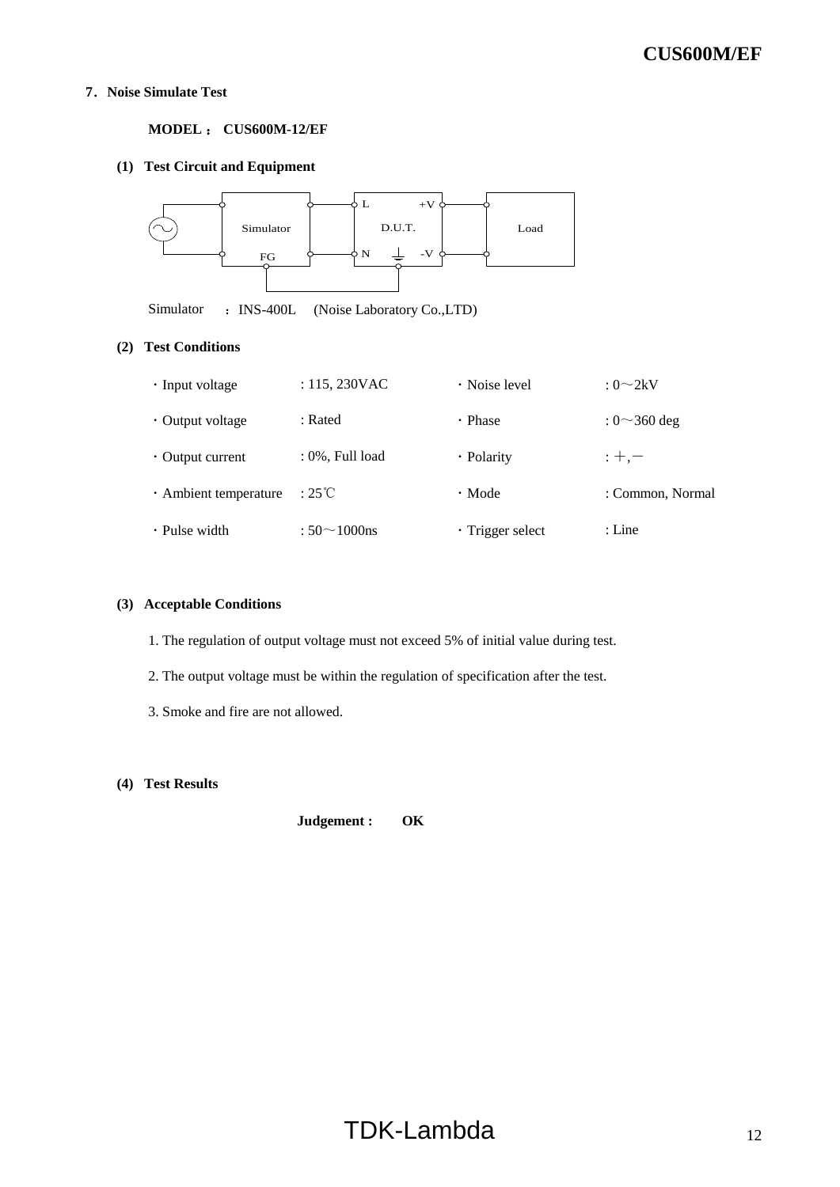## 7. Noise Simulate Test

**MODEL ： CUS600M-12/EF**

### (1) Test Circuit and Equipment

Simulator ：INS-400L (Noise Laboratory Co.,LTD)

### (2) Test Conditions

| | | | |
|---|---|---|---|
| ・Input voltage | : 115, 230VAC | ・Noise level | : 0～2kV |
| ・Output voltage | : Rated | ・Phase | : 0～360 deg |
| ・Output current | : 0%, Full load | ・Polarity | : ＋,－ |
| ・Ambient temperature | : 25℃ | ・Mode | : Common, Normal |
| ・Pulse width | : 50～1000ns | ・Trigger select | : Line |

### (3) Acceptable Conditions

1. The regulation of output voltage must not exceed 5% of initial value during test.
2. The output voltage must be within the regulation of specification after the test.
3. Smoke and fire are not allowed.

### (4) Test Results

**Judgement : OK**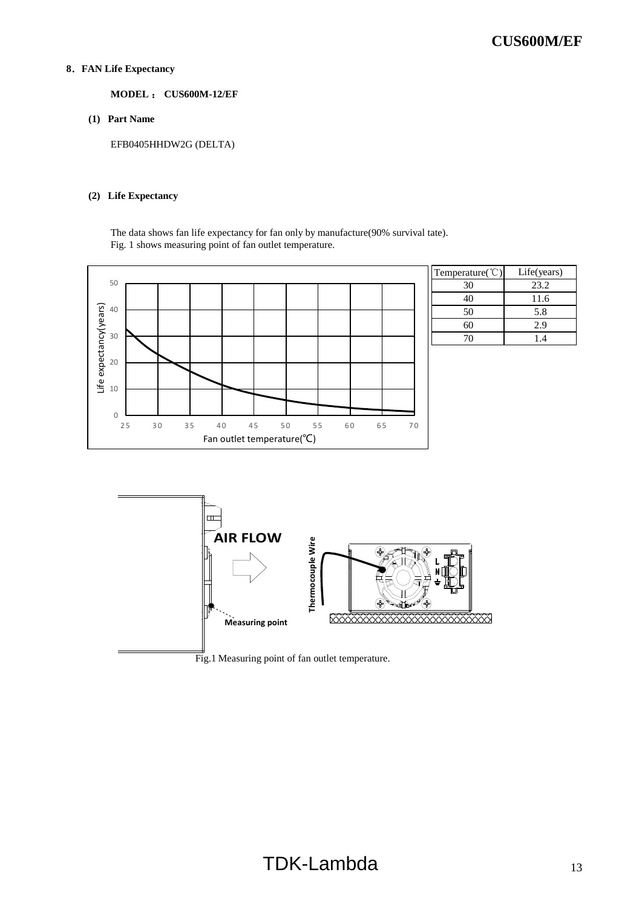## 8. FAN Life Expectancy

**MODEL ： CUS600M-12/EF**

**(1) Part Name**

EFB0405HHDW2G (DELTA)

**(2) Life Expectancy**

The data shows fan life expectancy for fan only by manufacture(90% survival tate).
Fig. 1 shows measuring point of fan outlet temperature.

Life expectancy(years)
50
40
30
20
10
0
25 30 35 40 45 50 55 60 65 70
Fan outlet temperature(℃)

| Temperature(℃) | Life(years) |
|---|---|
| 30 | 23.2 |
| 40 | 11.6 |
| 50 | 5.8 |
| 60 | 2.9 |
| 70 | 1.4 |

AIR FLOW
Thermocouple Wire
Measuring point
L
N

Fig.1 Measuring point of fan outlet temperature.

TDK-Lambda